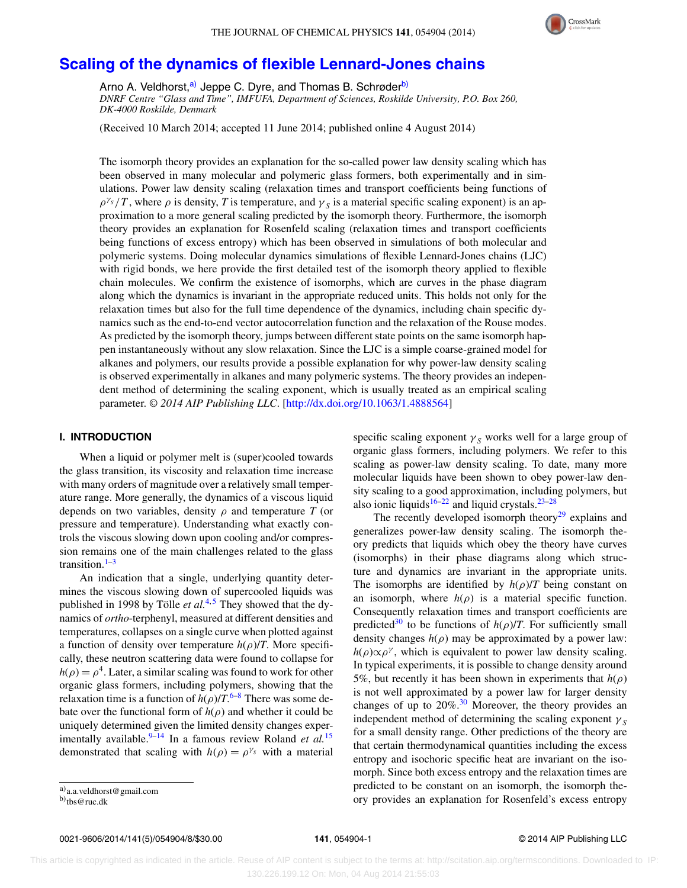# Scaling of the dynamics of flexible Lennard-Jones chains

Arno A. Veldhorst,[a] Jeppe C. Dyre, and Thomas B. Schrøder[b]

*DNRF Centre "Glass and Time", IMFUFA, Department of Sciences, Roskilde University, P.O. Box 260, DK-4000 Roskilde, Denmark*

(Received 10 March 2014; accepted 11 June 2014; published online 4 August 2014)

The isomorph theory provides an explanation for the so-called power law density scaling which has been observed in many molecular and polymeric glass formers, both experimentally and in simulations. Power law density scaling (relaxation times and transport coefficients being functions of $\rho^{\gamma_S}/T$, where $\rho$ is density, $T$ is temperature, and $\gamma_S$ is a material specific scaling exponent) is an approximation to a more general scaling predicted by the isomorph theory. Furthermore, the isomorph theory provides an explanation for Rosenfeld scaling (relaxation times and transport coefficients being functions of excess entropy) which has been observed in simulations of both molecular and polymeric systems. Doing molecular dynamics simulations of flexible Lennard-Jones chains (LJC) with rigid bonds, we here provide the first detailed test of the isomorph theory applied to flexible chain molecules. We confirm the existence of isomorphs, which are curves in the phase diagram along which the dynamics is invariant in the appropriate reduced units. This holds not only for the relaxation times but also for the full time dependence of the dynamics, including chain specific dynamics such as the end-to-end vector autocorrelation function and the relaxation of the Rouse modes. As predicted by the isomorph theory, jumps between different state points on the same isomorph happen instantaneously without any slow relaxation. Since the LJC is a simple coarse-grained model for alkanes and polymers, our results provide a possible explanation for why power-law density scaling is observed experimentally in alkanes and many polymeric systems. The theory provides an independent method of determining the scaling exponent, which is usually treated as an empirical scaling parameter. *© 2014 AIP Publishing LLC*. [http://dx.doi.org/10.1063/1.4888564]

## I. INTRODUCTION

When a liquid or polymer melt is (super)cooled towards the glass transition, its viscosity and relaxation time increase with many orders of magnitude over a relatively small temperature range. More generally, the dynamics of a viscous liquid depends on two variables, density $\rho$ and temperature $T$ (or pressure and temperature). Understanding what exactly controls the viscous slowing down upon cooling and/or compression remains one of the main challenges related to the glass transition.[1–3]

An indication that a single, underlying quantity determines the viscous slowing down of supercooled liquids was published in 1998 by Tölle *et al.*[4,5] They showed that the dynamics of *ortho*-terphenyl, measured at different densities and temperatures, collapses on a single curve when plotted against a function of density over temperature $h(\rho)/T$. More specifically, these neutron scattering data were found to collapse for $h(\rho) = \rho^4$. Later, a similar scaling was found to work for other organic glass formers, including polymers, showing that the relaxation time is a function of $h(\rho)/T$.[6–8] There was some debate over the functional form of $h(\rho)$ and whether it could be uniquely determined given the limited density changes experimentally available.[9–14] In a famous review Roland *et al.*[15] demonstrated that scaling with $h(\rho) = \rho^{\gamma_S}$ with a material specific scaling exponent $\gamma_S$ works well for a large group of organic glass formers, including polymers. We refer to this scaling as power-law density scaling. To date, many more molecular liquids have been shown to obey power-law density scaling to a good approximation, including polymers, but also ionic liquids[16–22] and liquid crystals.[23–28]

The recently developed isomorph theory[29] explains and generalizes power-law density scaling. The isomorph theory predicts that liquids which obey the theory have curves (isomorphs) in their phase diagrams along which structure and dynamics are invariant in the appropriate units. The isomorphs are identified by $h(\rho)/T$ being constant on an isomorph, where $h(\rho)$ is a material specific function. Consequently relaxation times and transport coefficients are predicted[30] to be functions of $h(\rho)/T$. For sufficiently small density changes $h(\rho)$ may be approximated by a power law: $h(\rho) \propto \rho^{\gamma}$, which is equivalent to power law density scaling. In typical experiments, it is possible to change density around 5%, but recently it has been shown in experiments that $h(\rho)$ is not well approximated by a power law for larger density changes of up to 20%.[30] Moreover, the theory provides an independent method of determining the scaling exponent $\gamma_S$ for a small density range. Other predictions of the theory are that certain thermodynamical quantities including the excess entropy and isochoric specific heat are invariant on the isomorph. Since both excess entropy and the relaxation times are predicted to be constant on an isomorph, the isomorph theory provides an explanation for Rosenfeld's excess entropy

[a] a.a.veldhorst@gmail.com

[b] tbs@ruc.dk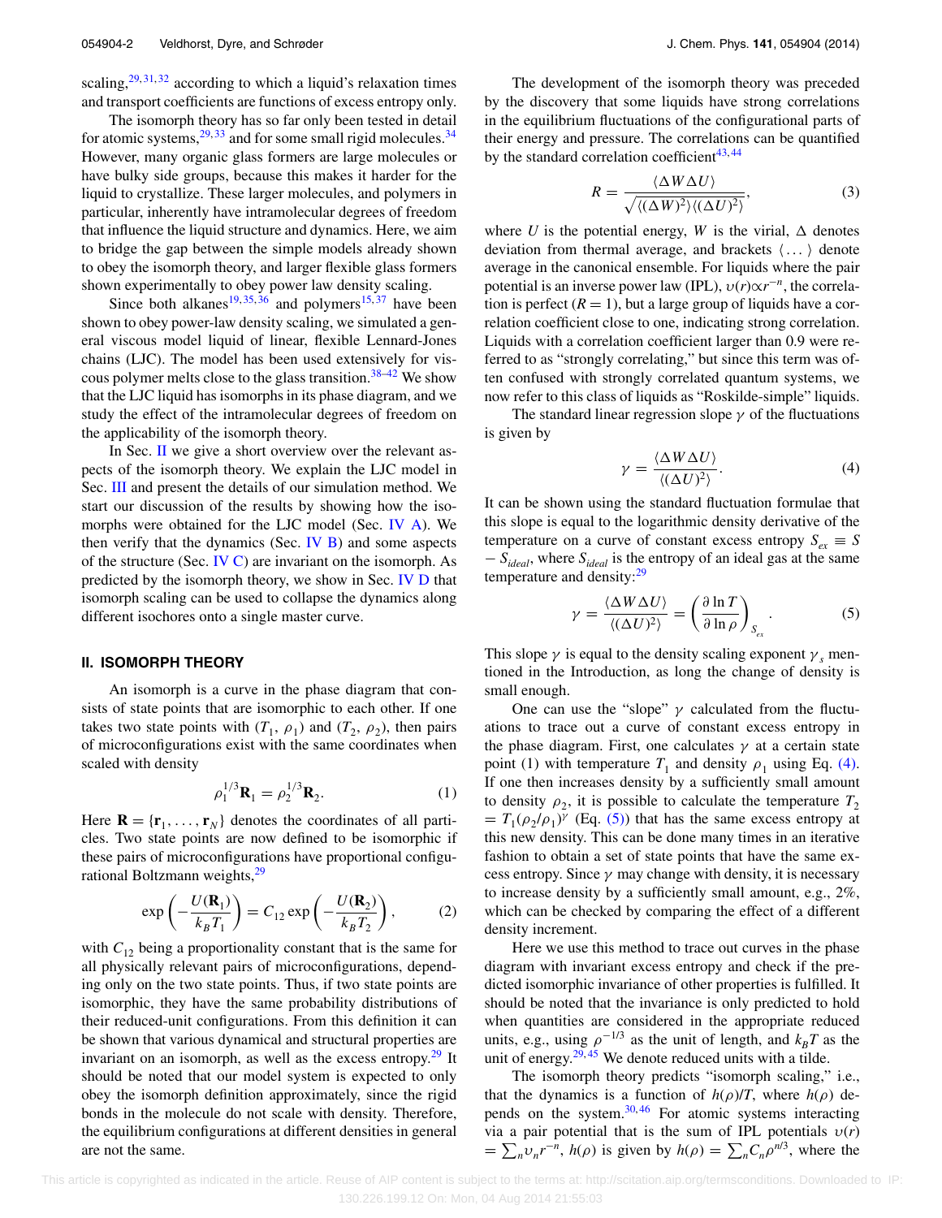scaling,[29,31,32] according to which a liquid's relaxation times and transport coefficients are functions of excess entropy only.

The isomorph theory has so far only been tested in detail for atomic systems,[29,33] and for some small rigid molecules.[34] However, many organic glass formers are large molecules or have bulky side groups, because this makes it harder for the liquid to crystallize. These larger molecules, and polymers in particular, inherently have intramolecular degrees of freedom that influence the liquid structure and dynamics. Here, we aim to bridge the gap between the simple models already shown to obey the isomorph theory, and larger flexible glass formers shown experimentally to obey power law density scaling.

Since both alkanes[19,35,36] and polymers[15,37] have been shown to obey power-law density scaling, we simulated a general viscous model liquid of linear, flexible Lennard-Jones chains (LJC). The model has been used extensively for viscous polymer melts close to the glass transition.[38–42] We show that the LJC liquid has isomorphs in its phase diagram, and we study the effect of the intramolecular degrees of freedom on the applicability of the isomorph theory.

In Sec. II we give a short overview over the relevant aspects of the isomorph theory. We explain the LJC model in Sec. III and present the details of our simulation method. We start our discussion of the results by showing how the isomorphs were obtained for the LJC model (Sec. IV A). We then verify that the dynamics (Sec. IV B) and some aspects of the structure (Sec. IV C) are invariant on the isomorph. As predicted by the isomorph theory, we show in Sec. IV D that isomorph scaling can be used to collapse the dynamics along different isochores onto a single master curve.

## II. ISOMORPH THEORY

An isomorph is a curve in the phase diagram that consists of state points that are isomorphic to each other. If one takes two state points with $(T_1, \rho_1)$ and $(T_2, \rho_2)$, then pairs of microconfigurations exist with the same coordinates when scaled with density

$$\rho_1^{1/3}\mathbf{R}_1 = \rho_2^{1/3}\mathbf{R}_2. \tag{1}$$

Here $\mathbf{R} = \{\mathbf{r}_1, \ldots, \mathbf{r}_N\}$ denotes the coordinates of all particles. Two state points are now defined to be isomorphic if these pairs of microconfigurations have proportional configurational Boltzmann weights,[29]

$$\exp\left(-\frac{U(\mathbf{R}_1)}{k_B T_1}\right) = C_{12} \exp\left(-\frac{U(\mathbf{R}_2)}{k_B T_2}\right), \tag{2}$$

with $C_{12}$ being a proportionality constant that is the same for all physically relevant pairs of microconfigurations, depending only on the two state points. Thus, if two state points are isomorphic, they have the same probability distributions of their reduced-unit configurations. From this definition it can be shown that various dynamical and structural properties are invariant on an isomorph, as well as the excess entropy.[29] It should be noted that our model system is expected to only obey the isomorph definition approximately, since the rigid bonds in the molecule do not scale with density. Therefore, the equilibrium configurations at different densities in general are not the same.

The development of the isomorph theory was preceded by the discovery that some liquids have strong correlations in the equilibrium fluctuations of the configurational parts of their energy and pressure. The correlations can be quantified by the standard correlation coefficient[43,44]

$$R = \frac{\langle \Delta W \Delta U \rangle}{\sqrt{\langle (\Delta W)^2 \rangle \langle (\Delta U)^2 \rangle}}, \tag{3}$$

where $U$ is the potential energy, $W$ is the virial, $\Delta$ denotes deviation from thermal average, and brackets $\langle \ldots \rangle$ denote average in the canonical ensemble. For liquids where the pair potential is an inverse power law (IPL), $v(r) \propto r^{-n}$, the correlation is perfect ($R = 1$), but a large group of liquids have a correlation coefficient close to one, indicating strong correlation. Liquids with a correlation coefficient larger than 0.9 were referred to as "strongly correlating," but since this term was often confused with strongly correlated quantum systems, we now refer to this class of liquids as "Roskilde-simple" liquids.

The standard linear regression slope $\gamma$ of the fluctuations is given by

$$\gamma = \frac{\langle \Delta W \Delta U \rangle}{\langle (\Delta U)^2 \rangle}. \tag{4}$$

It can be shown using the standard fluctuation formulae that this slope is equal to the logarithmic density derivative of the temperature on a curve of constant excess entropy $S_{ex} \equiv S - S_{ideal}$, where $S_{ideal}$ is the entropy of an ideal gas at the same temperature and density:[29]

$$\gamma = \frac{\langle \Delta W \Delta U \rangle}{\langle (\Delta U)^2 \rangle} = \left(\frac{\partial \ln T}{\partial \ln \rho}\right)_{S_{ex}}. \tag{5}$$

This slope $\gamma$ is equal to the density scaling exponent $\gamma_s$ mentioned in the Introduction, as long the change of density is small enough.

One can use the "slope" $\gamma$ calculated from the fluctuations to trace out a curve of constant excess entropy in the phase diagram. First, one calculates $\gamma$ at a certain state point (1) with temperature $T_1$ and density $\rho_1$ using Eq. (4). If one then increases density by a sufficiently small amount to density $\rho_2$, it is possible to calculate the temperature $T_2 = T_1(\rho_2/\rho_1)^\gamma$ (Eq. (5)) that has the same excess entropy at this new density. This can be done many times in an iterative fashion to obtain a set of state points that have the same excess entropy. Since $\gamma$ may change with density, it is necessary to increase density by a sufficiently small amount, e.g., 2%, which can be checked by comparing the effect of a different density increment.

Here we use this method to trace out curves in the phase diagram with invariant excess entropy and check if the predicted isomorphic invariance of other properties is fulfilled. It should be noted that the invariance is only predicted to hold when quantities are considered in the appropriate reduced units, e.g., using $\rho^{-1/3}$ as the unit of length, and $k_B T$ as the unit of energy.[29,45] We denote reduced units with a tilde.

The isomorph theory predicts "isomorph scaling," i.e., that the dynamics is a function of $h(\rho)/T$, where $h(\rho)$ depends on the system.[30,46] For atomic systems interacting via a pair potential that is the sum of IPL potentials $v(r) = \sum_n v_n r^{-n}$, $h(\rho)$ is given by $h(\rho) = \sum_n C_n \rho^{n/3}$, where the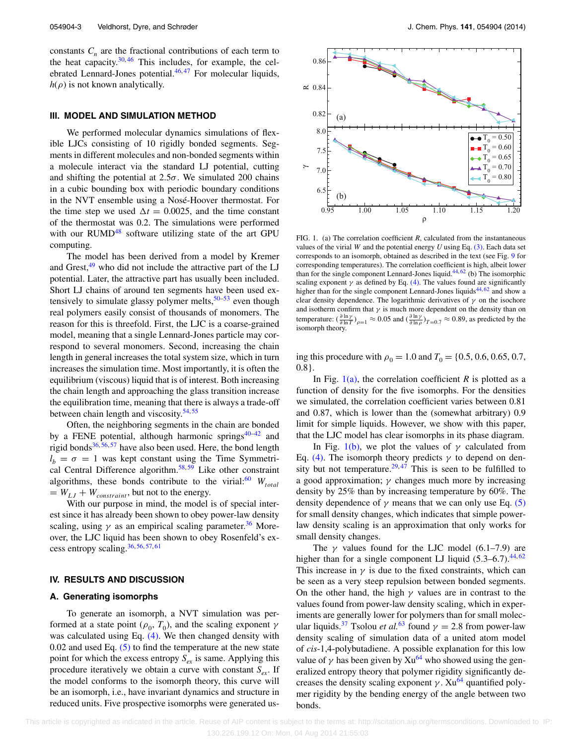constants $C_n$ are the fractional contributions of each term to the heat capacity.[30,46] This includes, for example, the celebrated Lennard-Jones potential.[46,47] For molecular liquids, $h(\rho)$ is not known analytically.

## III. MODEL AND SIMULATION METHOD

We performed molecular dynamics simulations of flexible LJCs consisting of 10 rigidly bonded segments. Segments in different molecules and non-bonded segments within a molecule interact via the standard LJ potential, cutting and shifting the potential at $2.5\sigma$. We simulated 200 chains in a cubic bounding box with periodic boundary conditions in the NVT ensemble using a Nosé-Hoover thermostat. For the time step we used $\Delta t = 0.0025$, and the time constant of the thermostat was 0.2. The simulations were performed with our RUMD[48] software utilizing state of the art GPU computing.

The model has been derived from a model by Kremer and Grest,[49] who did not include the attractive part of the LJ potential. Later, the attractive part has usually been included. Short LJ chains of around ten segments have been used extensively to simulate glassy polymer melts,[50–53] even though real polymers easily consist of thousands of monomers. The reason for this is threefold. First, the LJC is a coarse-grained model, meaning that a single Lennard-Jones particle may correspond to several monomers. Second, increasing the chain length in general increases the total system size, which in turn increases the simulation time. Most importantly, it is often the equilibrium (viscous) liquid that is of interest. Both increasing the chain length and approaching the glass transition increase the equilibration time, meaning that there is always a trade-off between chain length and viscosity.[54,55]

Often, the neighboring segments in the chain are bonded by a FENE potential, although harmonic springs[40–42] and rigid bonds[36,56,57] have also been used. Here, the bond length $l_b = \sigma = 1$ was kept constant using the Time Symmetrical Central Difference algorithm.[58,59] Like other constraint algorithms, these bonds contribute to the virial:[60] $W_{total} = W_{LJ} + W_{constraint}$, but not to the energy.

With our purpose in mind, the model is of special interest since it has already been shown to obey power-law density scaling, using $\gamma$ as an empirical scaling parameter.[36] Moreover, the LJC liquid has been shown to obey Rosenfeld's excess entropy scaling.[36,56,57,61]

## IV. RESULTS AND DISCUSSION

### A. Generating isomorphs

To generate an isomorph, a NVT simulation was performed at a state point ($\rho_0$, $T_0$), and the scaling exponent $\gamma$ was calculated using Eq. (4). We then changed density with 0.02 and used Eq. (5) to find the temperature at the new state point for which the excess entropy $S_{ex}$ is same. Applying this procedure iteratively we obtain a curve with constant $S_{ex}$. If the model conforms to the isomorph theory, this curve will be an isomorph, i.e., have invariant dynamics and structure in reduced units. Five prospective isomorphs were generated using this procedure with $\rho_0 = 1.0$ and $T_0 = \{0.5, 0.6, 0.65, 0.7, 0.8\}$.

FIG. 1. (a) The correlation coefficient $R$, calculated from the instantaneous values of the virial $W$ and the potential energy $U$ using Eq. (3). Each data set corresponds to an isomorph, obtained as described in the text (see Fig. 9 for corresponding temperatures). The correlation coefficient is high, albeit lower than for the single component Lennard-Jones liquid.[44,62] (b) The isomorphic scaling exponent $\gamma$ as defined by Eq. (4). The values found are significantly higher than for the single component Lennard-Jones liquids[44,62] and show a clear density dependence. The logarithmic derivatives of $\gamma$ on the isochore and isotherm confirm that $\gamma$ is much more dependent on the density than on temperature: $(\frac{\partial \ln \gamma}{\partial \ln T})_{\rho=1} \approx 0.05$ and $(\frac{\partial \ln \gamma}{\partial \ln \rho})_{T=0.7} \approx 0.89$, as predicted by the isomorph theory.

In Fig. 1(a), the correlation coefficient $R$ is plotted as a function of density for the five isomorphs. For the densities we simulated, the correlation coefficient varies between 0.81 and 0.87, which is lower than the (somewhat arbitrary) 0.9 limit for simple liquids. However, we show with this paper, that the LJC model has clear isomorphs in its phase diagram.

In Fig. 1(b), we plot the values of $\gamma$ calculated from Eq. (4). The isomorph theory predicts $\gamma$ to depend on density but not temperature.[29,47] This is seen to be fulfilled to a good approximation; $\gamma$ changes much more by increasing density by 25% than by increasing temperature by 60%. The density dependence of $\gamma$ means that we can only use Eq. (5) for small density changes, which indicates that simple power-law density scaling is an approximation that only works for small density changes.

The $\gamma$ values found for the LJC model (6.1–7.9) are higher than for a single component LJ liquid (5.3–6.7).[44,62] This increase in $\gamma$ is due to the fixed constraints, which can be seen as a very steep repulsion between bonded segments. On the other hand, the high $\gamma$ values are in contrast to the values found from power-law density scaling, which in experiments are generally lower for polymers than for small molecular liquids.[37] Tsolou *et al.*[63] found $\gamma = 2.8$ from power-law density scaling of simulation data of a united atom model of *cis*-1,4-polybutadiene. A possible explanation for this low value of $\gamma$ has been given by Xu[64] who showed using the generalized entropy theory that polymer rigidity significantly decreases the density scaling exponent $\gamma$. Xu[64] quantified polymer rigidity by the bending energy of the angle between two bonds.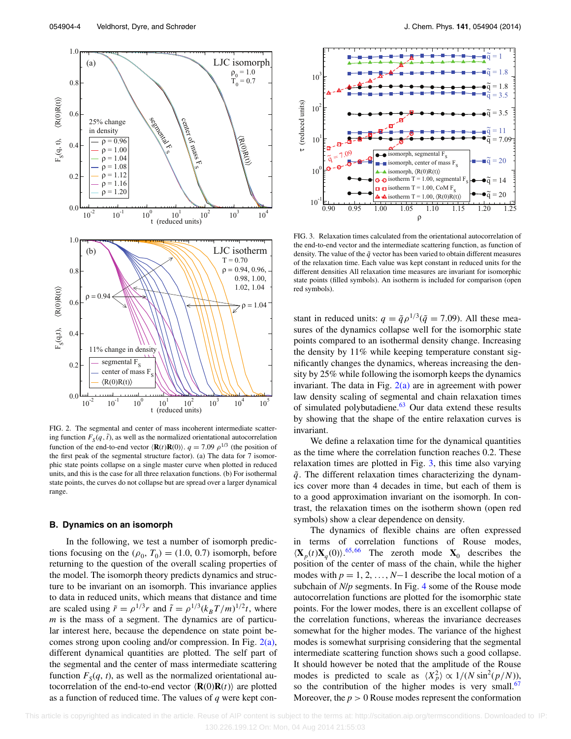FIG. 2. The segmental and center of mass incoherent intermediate scattering function $F_S(q, \tilde{t})$, as well as the normalized orientational autocorrelation function of the end-to-end vector $\langle \mathbf{R}(t)\mathbf{R}(0)\rangle$. $q = 7.09\,\rho^{1/3}$ (the position of the first peak of the segmental structure factor). (a) The data for 7 isomorphic state points collapse on a single master curve when plotted in reduced units, and this is the case for all three relaxation functions. (b) For isothermal state points, the curves do not collapse but are spread over a larger dynamical range.

### B. Dynamics on an isomorph

In the following, we test a number of isomorph predictions focusing on the $(\rho_0, T_0) = (1.0, 0.7)$ isomorph, before returning to the question of the overall scaling properties of the model. The isomorph theory predicts dynamics and structure to be invariant on an isomorph. This invariance applies to data in reduced units, which means that distance and time are scaled using $\tilde{r} = \rho^{1/3}r$ and $\tilde{t} = \rho^{1/3}(k_BT/m)^{1/2}t$, where $m$ is the mass of a segment. The dynamics are of particular interest here, because the dependence on state point becomes strong upon cooling and/or compression. In Fig. 2(a), different dynamical quantities are plotted. The self part of the segmental and the center of mass intermediate scattering function $F_S(q, t)$, as well as the normalized orientational autocorrelation of the end-to-end vector $\langle \mathbf{R}(0)\mathbf{R}(t)\rangle$ are plotted as a function of reduced time. The values of $q$ were kept constant in reduced units: $q = \tilde{q}\rho^{1/3}(\tilde{q} = 7.09)$. All these measures of the dynamics collapse well for the isomorphic state points compared to an isothermal density change. Increasing the density by 11% while keeping temperature constant significantly changes the dynamics, whereas increasing the density by 25% while following the isomorph keeps the dynamics invariant. The data in Fig. 2(a) are in agreement with power law density scaling of segmental and chain relaxation times of simulated polybutadiene.[63] Our data extend these results by showing that the shape of the entire relaxation curves is invariant.

FIG. 3. Relaxation times calculated from the orientational autocorrelation of the end-to-end vector and the intermediate scattering function, as function of density. The value of the $\tilde{q}$ vector has been varied to obtain different measures of the relaxation time. Each value was kept constant in reduced units for the different densities All relaxation time measures are invariant for isomorphic state points (filled symbols). An isotherm is included for comparison (open red symbols).

We define a relaxation time for the dynamical quantities as the time where the correlation function reaches 0.2. These relaxation times are plotted in Fig. 3, this time also varying $\tilde{q}$. The different relaxation times characterizing the dynamics cover more than 4 decades in time, but each of them is to a good approximation invariant on the isomorph. In contrast, the relaxation times on the isotherm shown (open red symbols) show a clear dependence on density.

The dynamics of flexible chains are often expressed in terms of correlation functions of Rouse modes, $\langle \mathbf{X}_p(t)\mathbf{X}_q(0)\rangle$.[65,66] The zeroth mode $\mathbf{X}_0$ describes the position of the center of mass of the chain, while the higher modes with $p = 1, 2, \ldots, N-1$ describe the local motion of a subchain of $N/p$ segments. In Fig. 4 some of the Rouse mode autocorrelation functions are plotted for the isomorphic state points. For the lower modes, there is an excellent collapse of the correlation functions, whereas the invariance decreases somewhat for the higher modes. The variance of the highest modes is somewhat surprising considering that the segmental intermediate scattering function shows such a good collapse. It should however be noted that the amplitude of the Rouse modes is predicted to scale as $\langle X_p^2\rangle \propto 1/(N\sin^2(p/N))$, so the contribution of the higher modes is very small.[67] Moreover, the $p > 0$ Rouse modes represent the conformation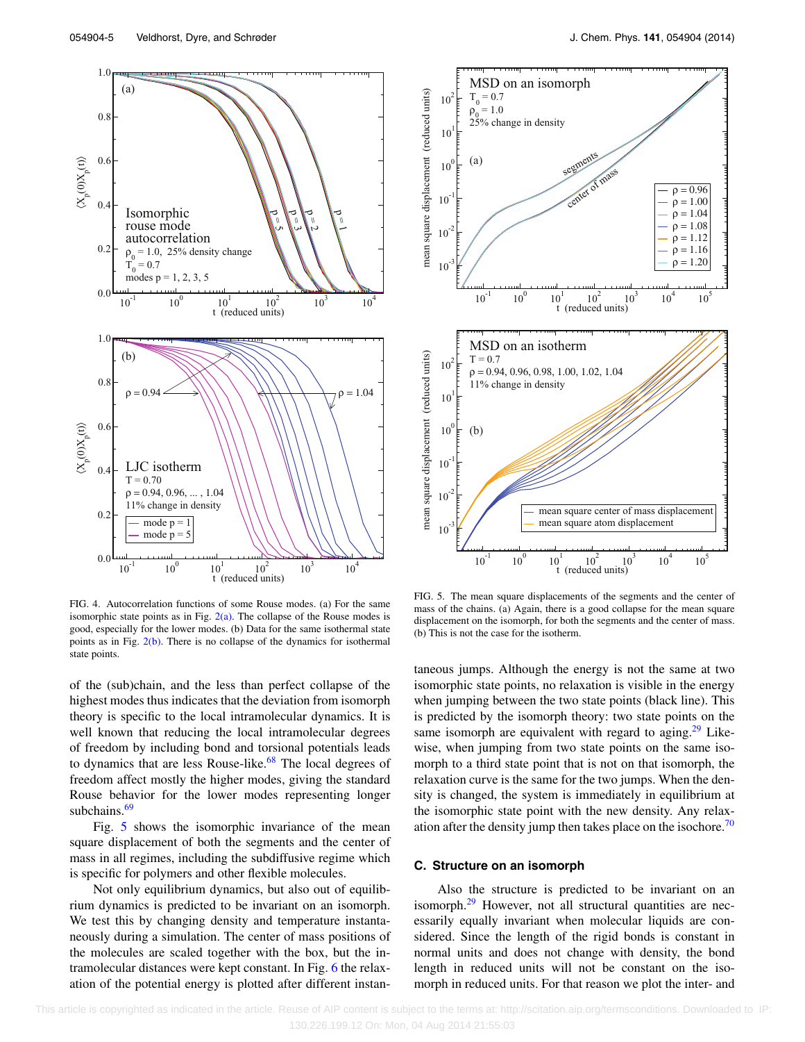FIG. 4. Autocorrelation functions of some Rouse modes. (a) For the same isomorphic state points as in Fig. 2(a). The collapse of the Rouse modes is good, especially for the lower modes. (b) Data for the same isothermal state points as in Fig. 2(b). There is no collapse of the dynamics for isothermal state points.

FIG. 5. The mean square displacements of the segments and the center of mass of the chains. (a) Again, there is a good collapse for the mean square displacement on the isomorph, for both the segments and the center of mass. (b) This is not the case for the isotherm.

of the (sub)chain, and the less than perfect collapse of the highest modes thus indicates that the deviation from isomorph theory is specific to the local intramolecular dynamics. It is well known that reducing the local intramolecular degrees of freedom by including bond and torsional potentials leads to dynamics that are less Rouse-like.[68] The local degrees of freedom affect mostly the higher modes, giving the standard Rouse behavior for the lower modes representing longer subchains.[69]

Fig. 5 shows the isomorphic invariance of the mean square displacement of both the segments and the center of mass in all regimes, including the subdiffusive regime which is specific for polymers and other flexible molecules.

Not only equilibrium dynamics, but also out of equilibrium dynamics is predicted to be invariant on an isomorph. We test this by changing density and temperature instantaneously during a simulation. The center of mass positions of the molecules are scaled together with the box, but the intramolecular distances were kept constant. In Fig. 6 the relaxation of the potential energy is plotted after different instantaneous jumps. Although the energy is not the same at two isomorphic state points, no relaxation is visible in the energy when jumping between the two state points (black line). This is predicted by the isomorph theory: two state points on the same isomorph are equivalent with regard to aging.[29] Likewise, when jumping from two state points on the same isomorph to a third state point that is not on that isomorph, the relaxation curve is the same for the two jumps. When the density is changed, the system is immediately in equilibrium at the isomorphic state point with the new density. Any relaxation after the density jump then takes place on the isochore.[70]

### C. Structure on an isomorph

Also the structure is predicted to be invariant on an isomorph.[29] However, not all structural quantities are necessarily equally invariant when molecular liquids are considered. Since the length of the rigid bonds is constant in normal units and does not change with density, the bond length in reduced units will not be constant on the isomorph in reduced units. For that reason we plot the inter- and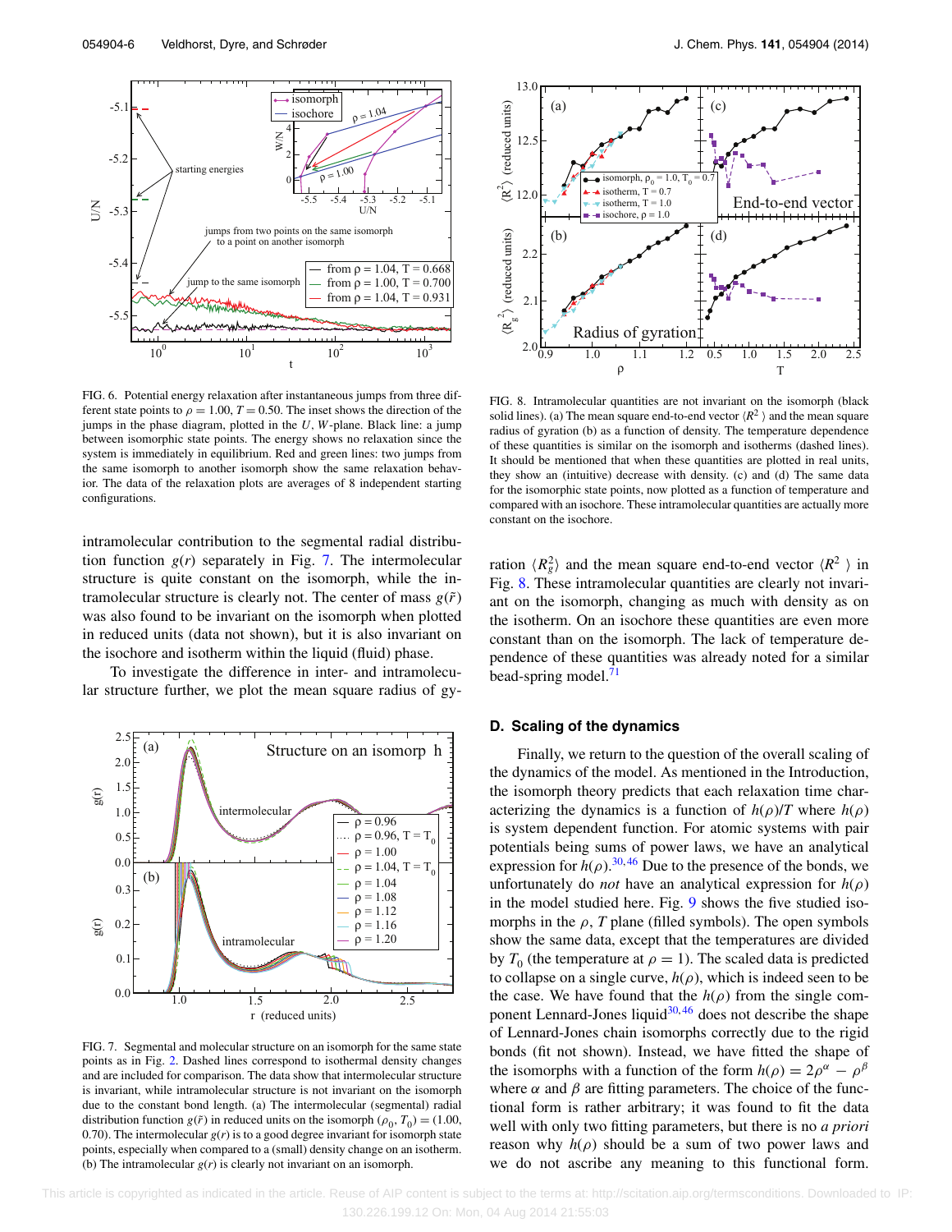FIG. 6. Potential energy relaxation after instantaneous jumps from three different state points to $\rho = 1.00$, $T = 0.50$. The inset shows the direction of the jumps in the phase diagram, plotted in the $U$, $W$-plane. Black line: a jump between isomorphic state points. The energy shows no relaxation since the system is immediately in equilibrium. Red and green lines: two jumps from the same isomorph to another isomorph show the same relaxation behavior. The data of the relaxation plots are averages of 8 independent starting configurations.

FIG. 8. Intramolecular quantities are not invariant on the isomorph (black solid lines). (a) The mean square end-to-end vector $\langle R^2 \rangle$ and the mean square radius of gyration (b) as a function of density. The temperature dependence of these quantities is similar on the isomorph and isotherms (dashed lines). It should be mentioned that when these quantities are plotted in real units, they show an (intuitive) decrease with density. (c) and (d) The same data for the isomorphic state points, now plotted as a function of temperature and compared with an isochore. These intramolecular quantities are actually more constant on the isochore.

intramolecular contribution to the segmental radial distribution function $g(r)$ separately in Fig. 7. The intermolecular structure is quite constant on the isomorph, while the intramolecular structure is clearly not. The center of mass $g(\tilde{r})$ was also found to be invariant on the isomorph when plotted in reduced units (data not shown), but it is also invariant on the isochore and isotherm within the liquid (fluid) phase.

To investigate the difference in inter- and intramolecular structure further, we plot the mean square radius of gyration $\langle R_g^2 \rangle$ and the mean square end-to-end vector $\langle R^2 \rangle$ in Fig. 8. These intramolecular quantities are clearly not invariant on the isomorph, changing as much with density as on the isotherm. On an isochore these quantities are even more constant than on the isomorph. The lack of temperature dependence of these quantities was already noted for a similar bead-spring model.[71]

FIG. 7. Segmental and molecular structure on an isomorph for the same state points as in Fig. 2. Dashed lines correspond to isothermal density changes and are included for comparison. The data show that intermolecular structure is invariant, while intramolecular structure is not invariant on the isomorph due to the constant bond length. (a) The intermolecular (segmental) radial distribution function $g(\tilde{r})$ in reduced units on the isomorph $(\rho_0, T_0) = (1.00, 0.70)$. The intermolecular $g(r)$ is to a good degree invariant for isomorph state points, especially when compared to a (small) density change on an isotherm. (b) The intramolecular $g(r)$ is clearly not invariant on an isomorph.

### D. Scaling of the dynamics

Finally, we return to the question of the overall scaling of the dynamics of the model. As mentioned in the Introduction, the isomorph theory predicts that each relaxation time characterizing the dynamics is a function of $h(\rho)/T$ where $h(\rho)$ is system dependent function. For atomic systems with pair potentials being sums of power laws, we have an analytical expression for $h(\rho)$.[30,46] Due to the presence of the bonds, we unfortunately do *not* have an analytical expression for $h(\rho)$ in the model studied here. Fig. 9 shows the five studied isomorphs in the $\rho$, $T$ plane (filled symbols). The open symbols show the same data, except that the temperatures are divided by $T_0$ (the temperature at $\rho = 1$). The scaled data is predicted to collapse on a single curve, $h(\rho)$, which is indeed seen to be the case. We have found that the $h(\rho)$ from the single component Lennard-Jones liquid[30,46] does not describe the shape of Lennard-Jones chain isomorphs correctly due to the rigid bonds (fit not shown). Instead, we have fitted the shape of the isomorphs with a function of the form $h(\rho) = 2\rho^{\alpha} - \rho^{\beta}$ where $\alpha$ and $\beta$ are fitting parameters. The choice of the functional form is rather arbitrary; it was found to fit the data well with only two fitting parameters, but there is no *a priori* reason why $h(\rho)$ should be a sum of two power laws and we do not ascribe any meaning to this functional form.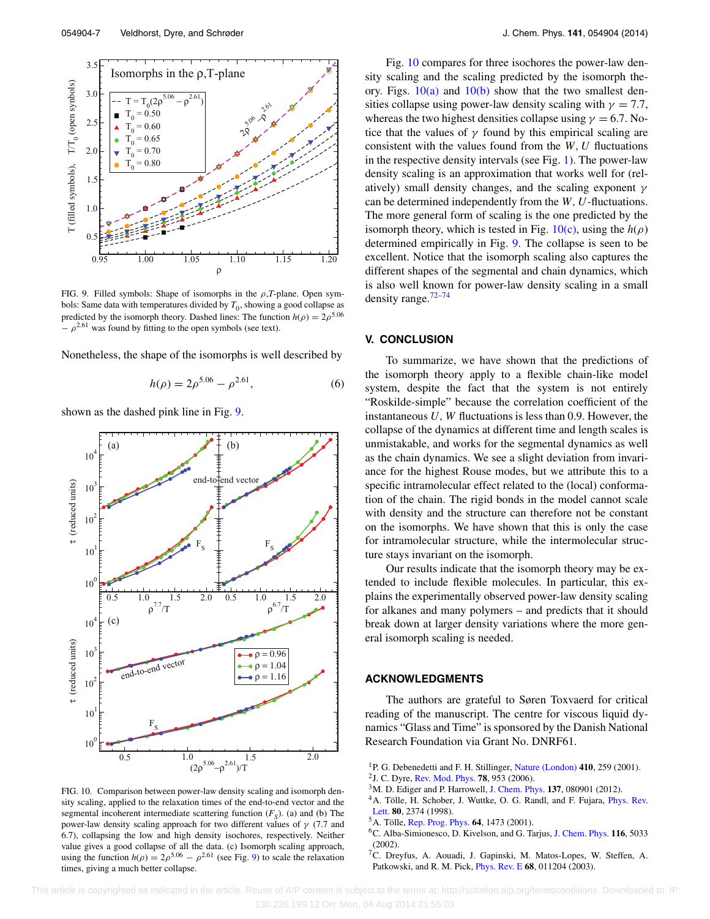FIG. 9. Filled symbols: Shape of isomorphs in the $\rho$,$T$-plane. Open symbols: Same data with temperatures divided by $T_0$, showing a good collapse as predicted by the isomorph theory. Dashed lines: The function $h(\rho) = 2\rho^{5.06} - \rho^{2.61}$ was found by fitting to the open symbols (see text).

Nonetheless, the shape of the isomorphs is well described by

$$h(\rho) = 2\rho^{5.06} - \rho^{2.61}, \tag{6}$$

shown as the dashed pink line in Fig. 9.

FIG. 10. Comparison between power-law density scaling and isomorph density scaling, applied to the relaxation times of the end-to-end vector and the segmental incoherent intermediate scattering function ($F_S$). (a) and (b) The power-law density scaling approach for two different values of $\gamma$ (7.7 and 6.7), collapsing the low and high density isochores, respectively. Neither value gives a good collapse of all the data. (c) Isomorph scaling approach, using the function $h(\rho) = 2\rho^{5.06} - \rho^{2.61}$ (see Fig. 9) to scale the relaxation times, giving a much better collapse.

Fig. 10 compares for three isochores the power-law density scaling and the scaling predicted by the isomorph theory. Figs. 10(a) and 10(b) show that the two smallest densities collapse using power-law density scaling with $\gamma = 7.7$, whereas the two highest densities collapse using $\gamma = 6.7$. Notice that the values of $\gamma$ found by this empirical scaling are consistent with the values found from the $W$, $U$ fluctuations in the respective density intervals (see Fig. 1). The power-law density scaling is an approximation that works well for (relatively) small density changes, and the scaling exponent $\gamma$ can be determined independently from the $W$, $U$-fluctuations. The more general form of scaling is the one predicted by the isomorph theory, which is tested in Fig. 10(c), using the $h(\rho)$ determined empirically in Fig. 9. The collapse is seen to be excellent. Notice that the isomorph scaling also captures the different shapes of the segmental and chain dynamics, which is also well known for power-law density scaling in a small density range.[72–74]

## V. CONCLUSION

To summarize, we have shown that the predictions of the isomorph theory apply to a flexible chain-like model system, despite the fact that the system is not entirely "Roskilde-simple" because the correlation coefficient of the instantaneous $U$, $W$ fluctuations is less than 0.9. However, the collapse of the dynamics at different time and length scales is unmistakable, and works for the segmental dynamics as well as the chain dynamics. We see a slight deviation from invariance for the highest Rouse modes, but we attribute this to a specific intramolecular effect related to the (local) conformation of the chain. The rigid bonds in the model cannot scale with density and the structure can therefore not be constant on the isomorphs. We have shown that this is only the case for intramolecular structure, while the intermolecular structure stays invariant on the isomorph.

Our results indicate that the isomorph theory may be extended to include flexible molecules. In particular, this explains the experimentally observed power-law density scaling for alkanes and many polymers – and predicts that it should break down at larger density variations where the more general isomorph scaling is needed.

## ACKNOWLEDGMENTS

The authors are grateful to Søren Toxvaerd for critical reading of the manuscript. The centre for viscous liquid dynamics "Glass and Time" is sponsored by the Danish National Research Foundation via Grant No. DNRF61.

[1] P. G. Debenedetti and F. H. Stillinger, Nature (London) **410**, 259 (2001).
[2] J. C. Dyre, Rev. Mod. Phys. **78**, 953 (2006).
[3] M. D. Ediger and P. Harrowell, J. Chem. Phys. **137**, 080901 (2012).
[4] A. Tölle, H. Schober, J. Wuttke, O. G. Randl, and F. Fujara, Phys. Rev. Lett. **80**, 2374 (1998).
[5] A. Tölle, Rep. Prog. Phys. **64**, 1473 (2001).
[6] C. Alba-Simionesco, D. Kivelson, and G. Tarjus, J. Chem. Phys. **116**, 5033 (2002).
[7] C. Dreyfus, A. Aouadi, J. Gapinski, M. Matos-Lopes, W. Steffen, A. Patkowski, and R. M. Pick, Phys. Rev. E **68**, 011204 (2003).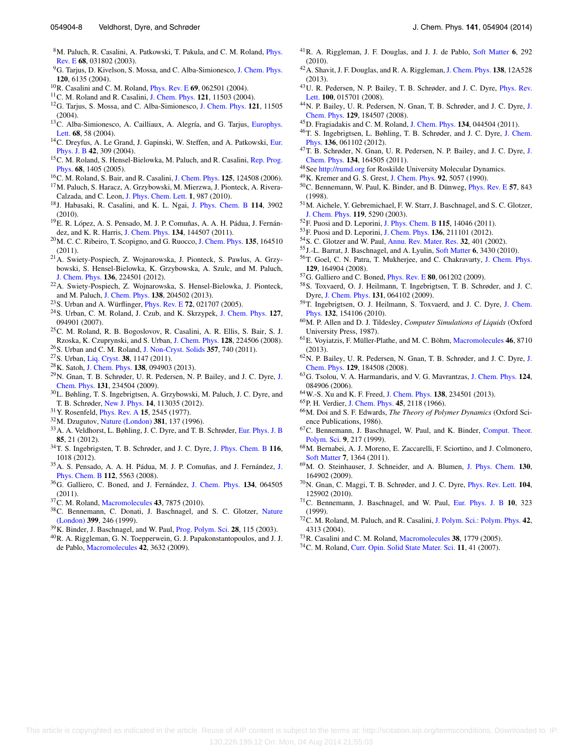[8] M. Paluch, R. Casalini, A. Patkowski, T. Pakula, and C. M. Roland, Phys. Rev. E **68**, 031802 (2003).

[9] G. Tarjus, D. Kivelson, S. Mossa, and C. Alba-Simionesco, J. Chem. Phys. **120**, 6135 (2004).

[10] R. Casalini and C. M. Roland, Phys. Rev. E **69**, 062501 (2004).

[11] C. M. Roland and R. Casalini, J. Chem. Phys. **121**, 11503 (2004).

[12] G. Tarjus, S. Mossa, and C. Alba-Simionesco, J. Chem. Phys. **121**, 11505 (2004).

[13] C. Alba-Simionesco, A. Cailliaux, A. Alegría, and G. Tarjus, Europhys. Lett. **68**, 58 (2004).

[14] C. Dreyfus, A. Le Grand, J. Gapinski, W. Steffen, and A. Patkowski, Eur. Phys. J. B **42**, 309 (2004).

[15] C. M. Roland, S. Hensel-Bielowka, M. Paluch, and R. Casalini, Rep. Prog. Phys. **68**, 1405 (2005).

[16] C. M. Roland, S. Bair, and R. Casalini, J. Chem. Phys. **125**, 124508 (2006).

[17] M. Paluch, S. Haracz, A. Grzybowski, M. Mierzwa, J. Pionteck, A. Rivera-Calzada, and C. Leon, J. Phys. Chem. Lett. **1**, 987 (2010).

[18] J. Habasaki, R. Casalini, and K. L. Ngai, J. Phys. Chem. B **114**, 3902 (2010).

[19] E. R. López, A. S. Pensado, M. J. P. Comuñas, A. A. H. Pádua, J. Fernández, and K. R. Harris, J. Chem. Phys. **134**, 144507 (2011).

[20] M. C. C. Ribeiro, T. Scopigno, and G. Ruocco, J. Chem. Phys. **135**, 164510 (2011).

[21] A. Swiety-Pospiech, Z. Wojnarowska, J. Pionteck, S. Pawlus, A. Grzybowski, S. Hensel-Bielowka, K. Grzybowska, A. Szulc, and M. Paluch, J. Chem. Phys. **136**, 224501 (2012).

[22] A. Swiety-Pospiech, Z. Wojnarowska, S. Hensel-Bielowka, J. Pionteck, and M. Paluch, J. Chem. Phys. **138**, 204502 (2013).

[23] S. Urban and A. Würflinger, Phys. Rev. E **72**, 021707 (2005).

[24] S. Urban, C. M. Roland, J. Czub, and K. Skrzypek, J. Chem. Phys. **127**, 094901 (2007).

[25] C. M. Roland, R. B. Bogoslovov, R. Casalini, A. R. Ellis, S. Bair, S. J. Rzoska, K. Czuprynski, and S. Urban, J. Chem. Phys. **128**, 224506 (2008).

[26] S. Urban and C. M. Roland, J. Non-Cryst. Solids **357**, 740 (2011).

[27] S. Urban, Liq. Cryst. **38**, 1147 (2011).

[28] K. Satoh, J. Chem. Phys. **138**, 094903 (2013).

[29] N. Gnan, T. B. Schrøder, U. R. Pedersen, N. P. Bailey, and J. C. Dyre, J. Chem. Phys. **131**, 234504 (2009).

[30] L. Bøhling, T. S. Ingebrigtsen, A. Grzybowski, M. Paluch, J. C. Dyre, and T. B. Schrøder, New J. Phys. **14**, 113035 (2012).

[31] Y. Rosenfeld, Phys. Rev. A **15**, 2545 (1977).

[32] M. Dzugutov, Nature (London) **381**, 137 (1996).

[33] A. A. Veldhorst, L. Bøhling, J. C. Dyre, and T. B. Schrøder, Eur. Phys. J. B **85**, 21 (2012).

[34] T. S. Ingebrigtsen, T. B. Schrøder, and J. C. Dyre, J. Phys. Chem. B **116**, 1018 (2012).

[35] A. S. Pensado, A. A. H. Pádua, M. J. P. Comuñas, and J. Fernández, J. Phys. Chem. B **112**, 5563 (2008).

[36] G. Galliero, C. Boned, and J. Fernández, J. Chem. Phys. **134**, 064505 (2011).

[37] C. M. Roland, Macromolecules **43**, 7875 (2010).

[38] C. Bennemann, C. Donati, J. Baschnagel, and S. C. Glotzer, Nature (London) **399**, 246 (1999).

[39] K. Binder, J. Baschnagel, and W. Paul, Prog. Polym. Sci. **28**, 115 (2003).

[40] R. A. Riggleman, G. N. Toepperwein, G. J. Papakonstantopoulos, and J. J. de Pablo, Macromolecules **42**, 3632 (2009).

[41] R. A. Riggleman, J. F. Douglas, and J. J. de Pablo, Soft Matter **6**, 292 (2010).

[42] A. Shavit, J. F. Douglas, and R. A. Riggleman, J. Chem. Phys. **138**, 12A528 (2013).

[43] U. R. Pedersen, N. P. Bailey, T. B. Schrøder, and J. C. Dyre, Phys. Rev. Lett. **100**, 015701 (2008).

[44] N. P. Bailey, U. R. Pedersen, N. Gnan, T. B. Schrøder, and J. C. Dyre, J. Chem. Phys. **129**, 184507 (2008).

[45] D. Fragiadakis and C. M. Roland, J. Chem. Phys. **134**, 044504 (2011).

[46] T. S. Ingebrigtsen, L. Bøhling, T. B. Schrøder, and J. C. Dyre, J. Chem. Phys. **136**, 061102 (2012).

[47] T. B. Schrøder, N. Gnan, U. R. Pedersen, N. P. Bailey, and J. C. Dyre, J. Chem. Phys. **134**, 164505 (2011).

[48] See http://rumd.org for Roskilde University Molecular Dynamics.

[49] K. Kremer and G. S. Grest, J. Chem. Phys. **92**, 5057 (1990).

[50] C. Bennemann, W. Paul, K. Binder, and B. Dünweg, Phys. Rev. E **57**, 843 (1998).

[51] M. Aichele, Y. Gebremichael, F. W. Starr, J. Baschnagel, and S. C. Glotzer, J. Chem. Phys. **119**, 5290 (2003).

[52] F. Puosi and D. Leporini, J. Phys. Chem. B **115**, 14046 (2011).

[53] F. Puosi and D. Leporini, J. Chem. Phys. **136**, 211101 (2012).

[54] S. C. Glotzer and W. Paul, Annu. Rev. Mater. Res. **32**, 401 (2002).

[55] J.-L. Barrat, J. Baschnagel, and A. Lyulin, Soft Matter **6**, 3430 (2010).

[56] T. Goel, C. N. Patra, T. Mukherjee, and C. Chakravarty, J. Chem. Phys. **129**, 164904 (2008).

[57] G. Galliero and C. Boned, Phys. Rev. E **80**, 061202 (2009).

[58] S. Toxvaerd, O. J. Heilmann, T. Ingebrigtsen, T. B. Schrøder, and J. C. Dyre, J. Chem. Phys. **131**, 064102 (2009).

[59] T. Ingebrigtsen, O. J. Heilmann, S. Toxvaerd, and J. C. Dyre, J. Chem. Phys. **132**, 154106 (2010).

[60] M. P. Allen and D. J. Tildesley, *Computer Simulations of Liquids* (Oxford University Press, 1987).

[61] E. Voyiatzis, F. Müller-Plathe, and M. C. Böhm, Macromolecules **46**, 8710 (2013).

[62] N. P. Bailey, U. R. Pedersen, N. Gnan, T. B. Schrøder, and J. C. Dyre, J. Chem. Phys. **129**, 184508 (2008).

[63] G. Tsolou, V. A. Harmandaris, and V. G. Mavrantzas, J. Chem. Phys. **124**, 084906 (2006).

[64] W.-S. Xu and K. F. Freed, J. Chem. Phys. **138**, 234501 (2013).

[65] P. H. Verdier, J. Chem. Phys. **45**, 2118 (1966).

[66] M. Doi and S. F. Edwards, *The Theory of Polymer Dynamics* (Oxford Science Publications, 1986).

[67] C. Bennemann, J. Baschnagel, W. Paul, and K. Binder, Comput. Theor. Polym. Sci. **9**, 217 (1999).

[68] M. Bernabei, A. J. Moreno, E. Zaccarelli, F. Sciortino, and J. Colmenero, Soft Matter **7**, 1364 (2011).

[69] M. O. Steinhauser, J. Schneider, and A. Blumen, J. Phys. Chem. **130**, 164902 (2009).

[70] N. Gnan, C. Maggi, T. B. Schrøder, and J. C. Dyre, Phys. Rev. Lett. **104**, 125902 (2010).

[71] C. Bennemann, J. Baschnagel, and W. Paul, Eur. Phys. J. B **10**, 323 (1999).

[72] C. M. Roland, M. Paluch, and R. Casalini, J. Polym. Sci.: Polym. Phys. **42**, 4313 (2004).

[73] R. Casalini and C. M. Roland, Macromolecules **38**, 1779 (2005).

[74] C. M. Roland, Curr. Opin. Solid State Mater. Sci. **11**, 41 (2007).